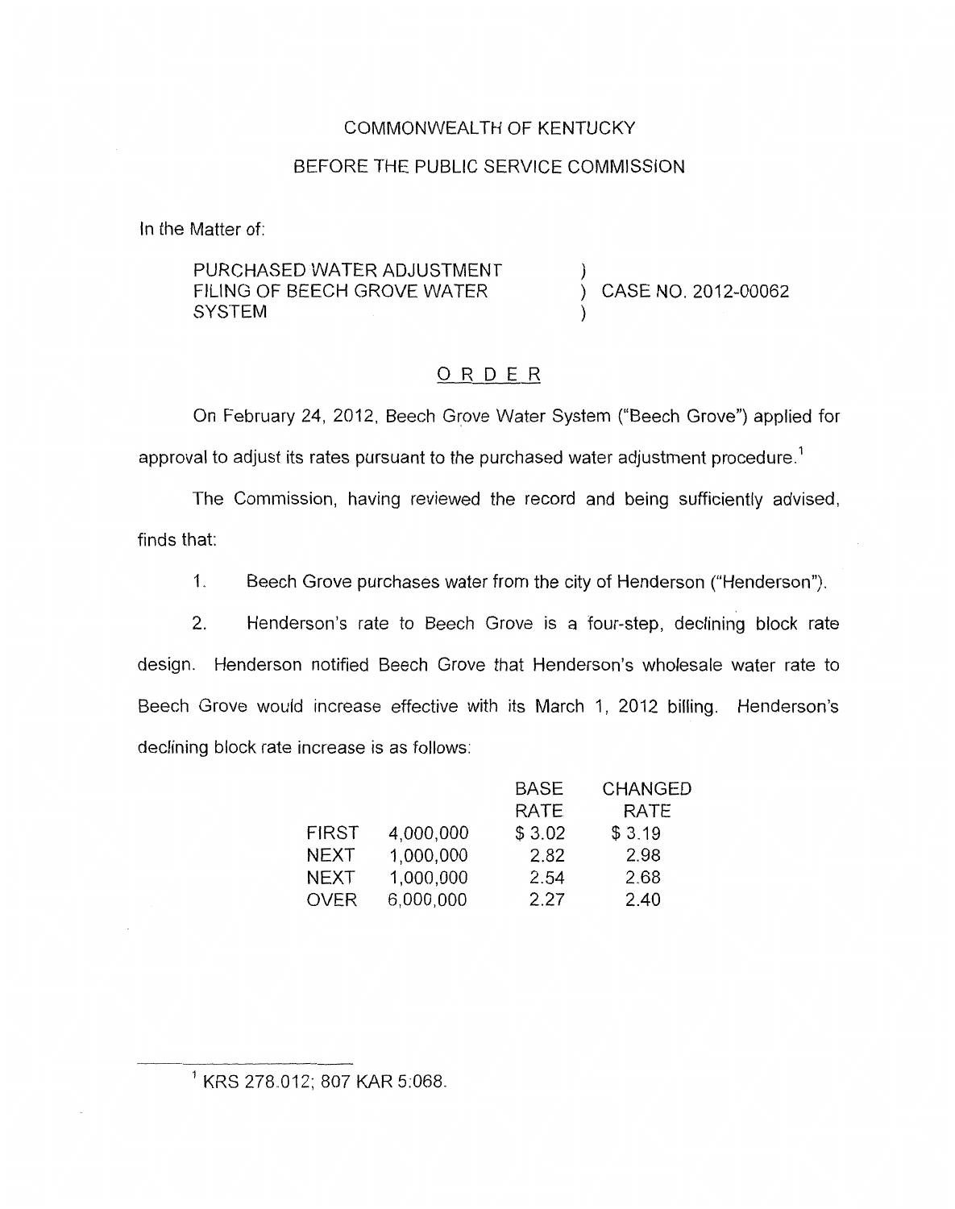COMMONWEALTH OF KENTUCKY

BEFORE THE PUBLIC SERVICE COMMISSION

In the Matter of:

PURCHASED WATER ADJUSTMENT FILING OF BEECH GROVE WATER SYSTEM ) CASE NO. 2012-00062

## ORDER

On February 24, 2012, Beech Grove Water System ("Beech Grove") applied for approval to adjust its rates pursuant to the purchased water adjustment procedure.[1]

The Commission, having reviewed the record and being sufficiently advised, finds that:

1. Beech Grove purchases water from the city of Henderson ("Henderson").

2. Henderson's rate to Beech Grove is a four-step, declining block rate design. Henderson notified Beech Grove that Henderson's wholesale water rate to Beech Grove would increase effective with its March 1, 2012 billing. Henderson's declining block rate increase is as follows:

| | | BASE RATE | CHANGED RATE |
|---|---|---|---|
| FIRST | 4,000,000 | $ 3.02 | $ 3.19 |
| NEXT | 1,000,000 | 2.82 | 2.98 |
| NEXT | 1,000,000 | 2.54 | 2.68 |
| OVER | 6,000,000 | 2.27 | 2.40 |

[1] KRS 278.012; 807 KAR 5:068.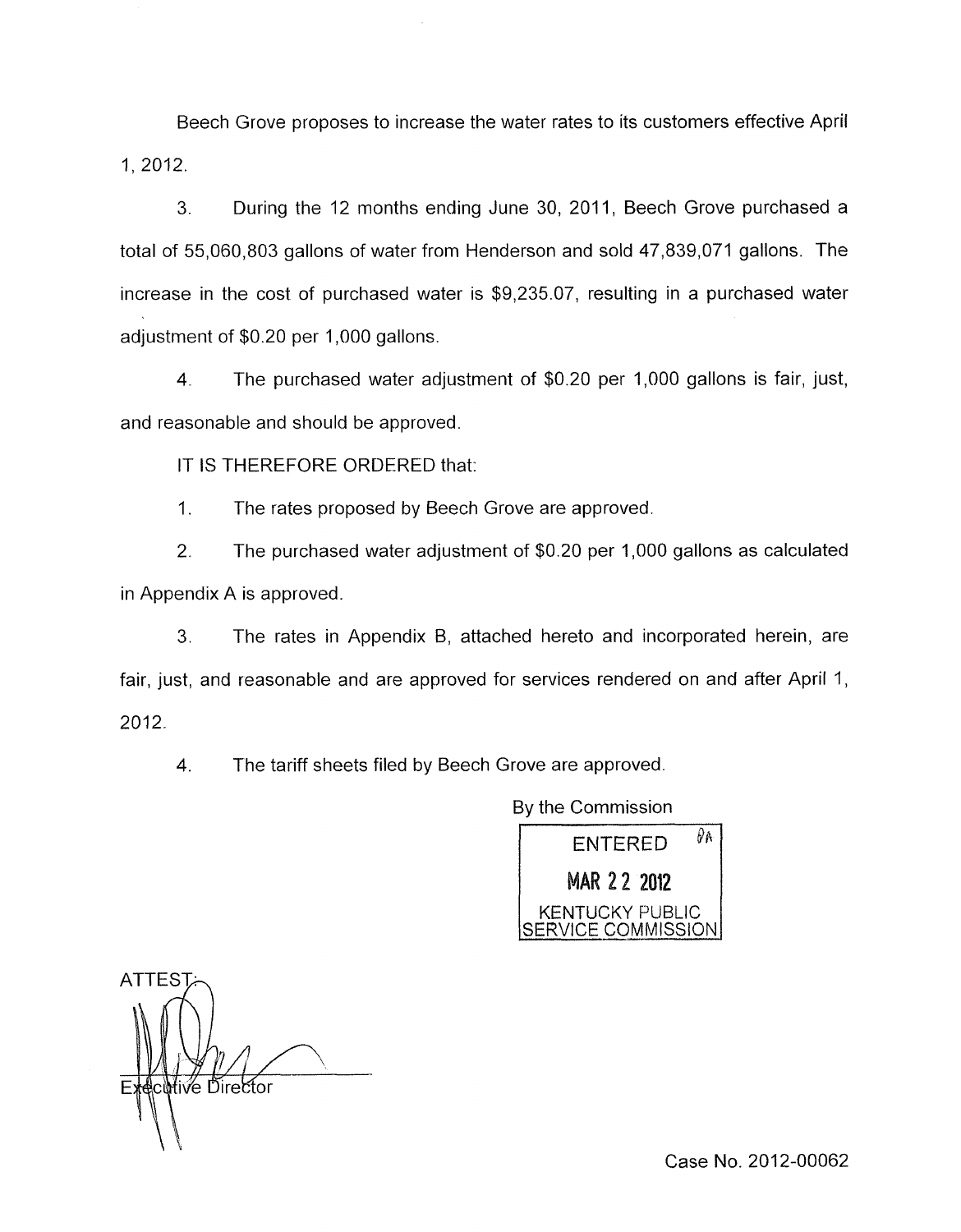Beech Grove proposes to increase the water rates to its customers effective April 1, 2012.

3. During the 12 months ending June 30, 2011, Beech Grove purchased a total of 55,060,803 gallons of water from Henderson and sold 47,839,071 gallons. The increase in the cost of purchased water is $9,235.07, resulting in a purchased water adjustment of $0.20 per 1,000 gallons.

4. The purchased water adjustment of $0.20 per 1,000 gallons is fair, just, and reasonable and should be approved.

IT IS THEREFORE ORDERED that:

1. The rates proposed by Beech Grove are approved.

2. The purchased water adjustment of $0.20 per 1,000 gallons as calculated in Appendix A is approved.

3. The rates in Appendix B, attached hereto and incorporated herein, are fair, just, and reasonable and are approved for services rendered on and after April 1, 2012.

4. The tariff sheets filed by Beech Grove are approved.

By the Commission

ENTERED
MAR 22 2012
KENTUCKY PUBLIC SERVICE COMMISSION

ATTEST:

Executive Director

Case No. 2012-00062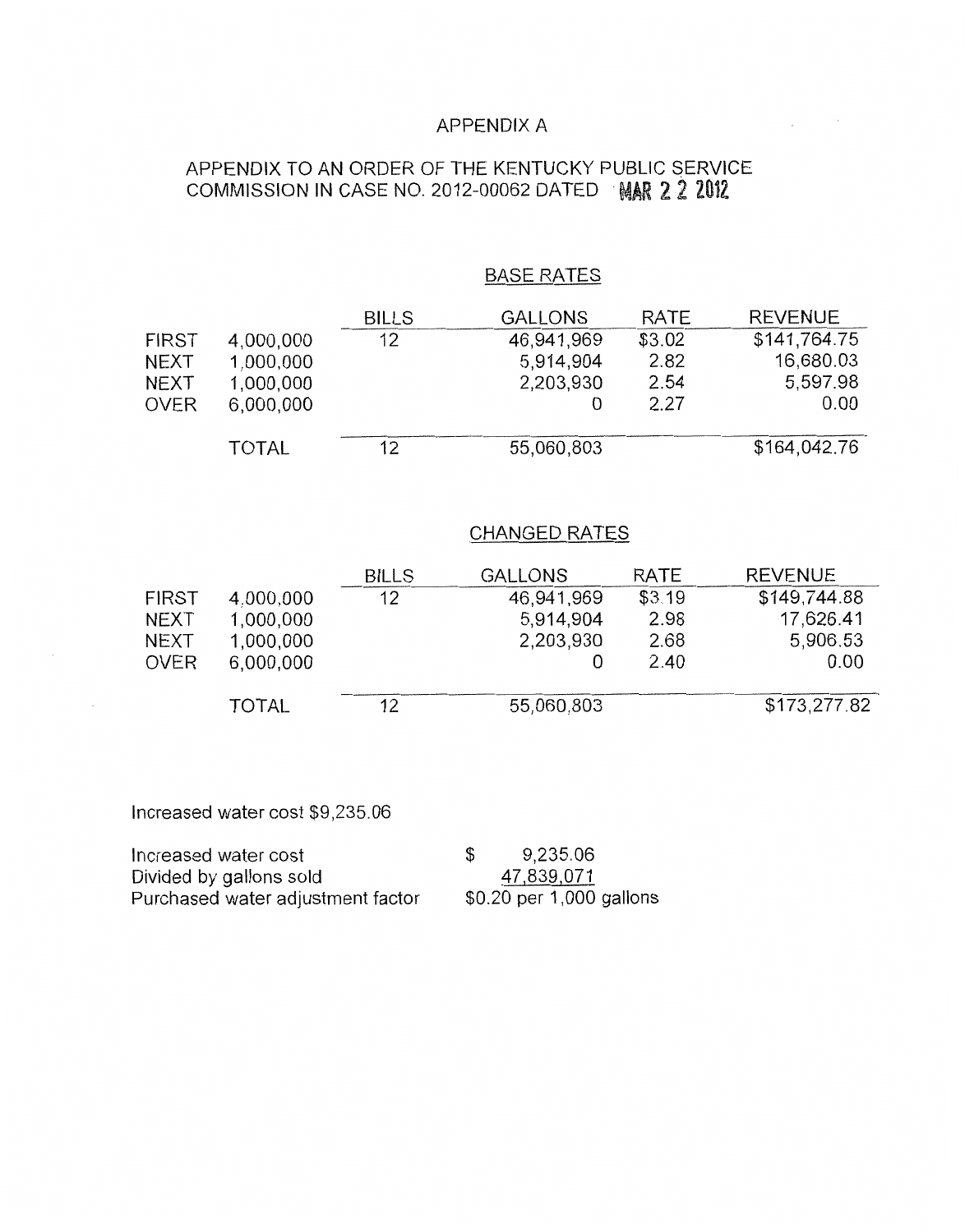# APPENDIX A

## APPENDIX TO AN ORDER OF THE KENTUCKY PUBLIC SERVICE COMMISSION IN CASE NO. 2012-00062 DATED MAR 2 2 2012

### BASE RATES

| | | BILLS | GALLONS | RATE | REVENUE |
|---|---|---|---|---|---|
| FIRST | 4,000,000 | 12 | 46,941,969 | $3.02 | $141,764.75 |
| NEXT | 1,000,000 | | 5,914,904 | 2.82 | 16,680.03 |
| NEXT | 1,000,000 | | 2,203,930 | 2.54 | 5,597.98 |
| OVER | 6,000,000 | | 0 | 2.27 | 0.00 |
| | TOTAL | 12 | 55,060,803 | | $164,042.76 |

### CHANGED RATES

| | | BILLS | GALLONS | RATE | REVENUE |
|---|---|---|---|---|---|
| FIRST | 4,000,000 | 12 | 46,941,969 | $3.19 | $149,744.88 |
| NEXT | 1,000,000 | | 5,914,904 | 2.98 | 17,626.41 |
| NEXT | 1,000,000 | | 2,203,930 | 2.68 | 5,906.53 |
| OVER | 6,000,000 | | 0 | 2.40 | 0.00 |
| | TOTAL | 12 | 55,060,803 | | $173,277.82 |

Increased water cost $9,235.06

| | |
|---|---|
| Increased water cost | $ 9,235.06 |
| Divided by gallons sold | 47,839,071 |
| Purchased water adjustment factor | $0.20 per 1,000 gallons |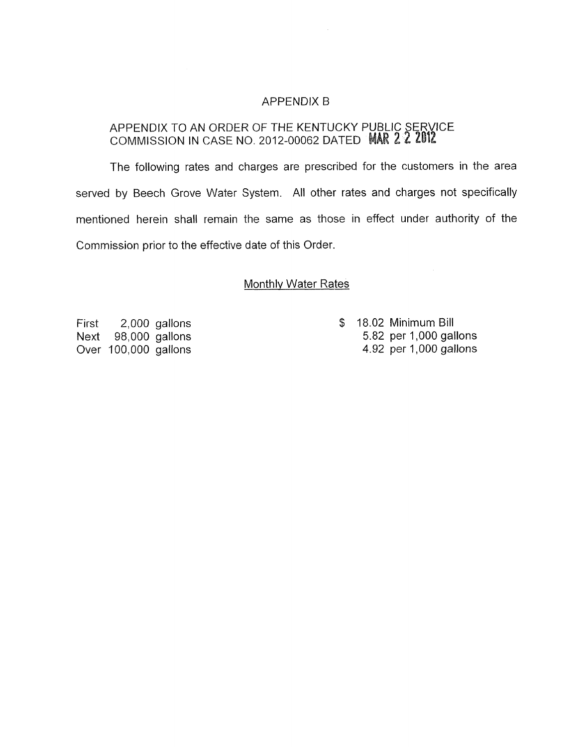# APPENDIX B

## APPENDIX TO AN ORDER OF THE KENTUCKY PUBLIC SERVICE COMMISSION IN CASE NO. 2012-00062 DATED MAR 2 2 2012

The following rates and charges are prescribed for the customers in the area served by Beech Grove Water System. All other rates and charges not specifically mentioned herein shall remain the same as those in effect under authority of the Commission prior to the effective date of this Order.

### Monthly Water Rates

| | |
|---|---|
| First 2,000 gallons | $ 18.02 Minimum Bill |
| Next 98,000 gallons | 5.82 per 1,000 gallons |
| Over 100,000 gallons | 4.92 per 1,000 gallons |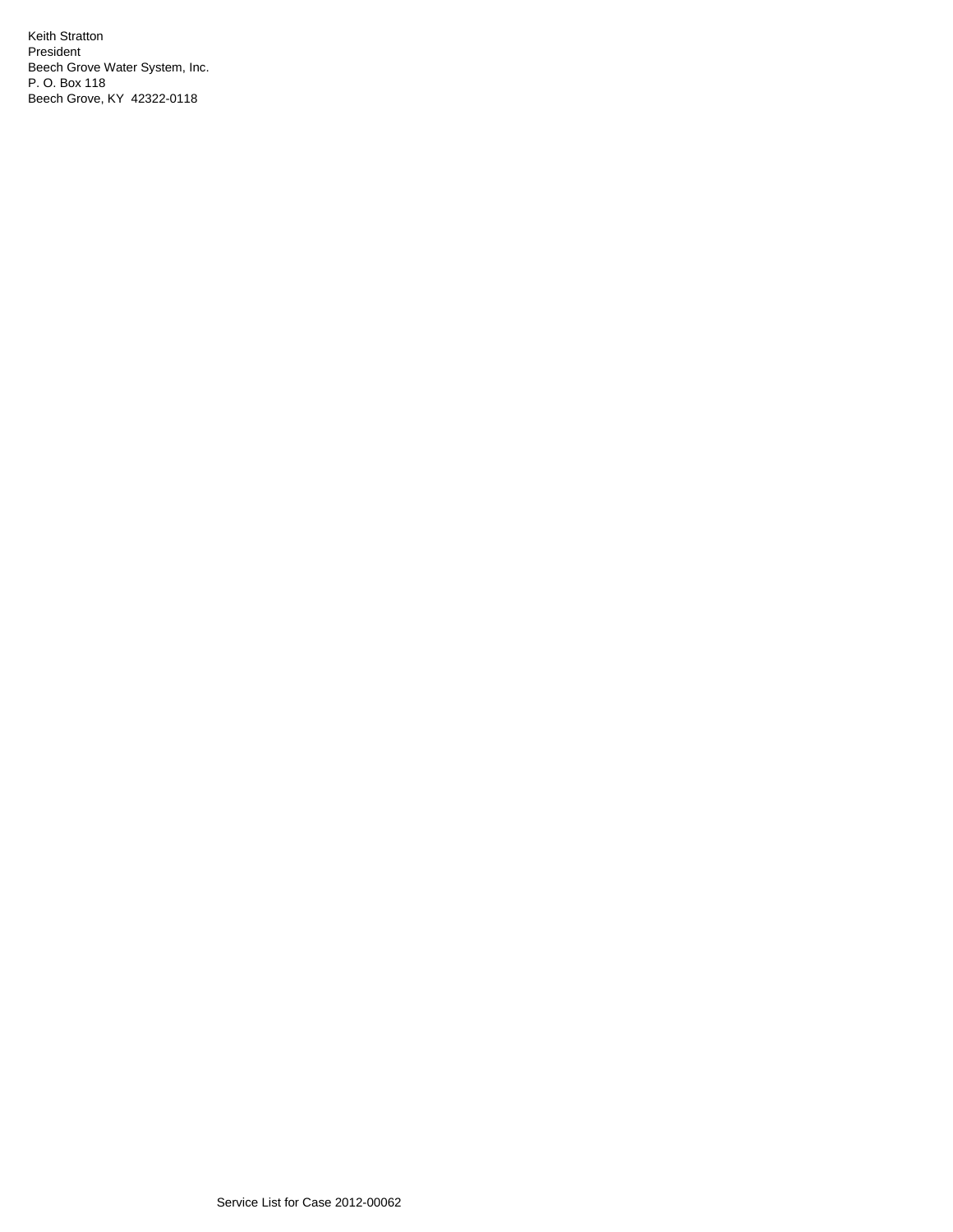Keith Stratton
President
Beech Grove Water System, Inc.
P. O. Box 118
Beech Grove, KY 42322-0118